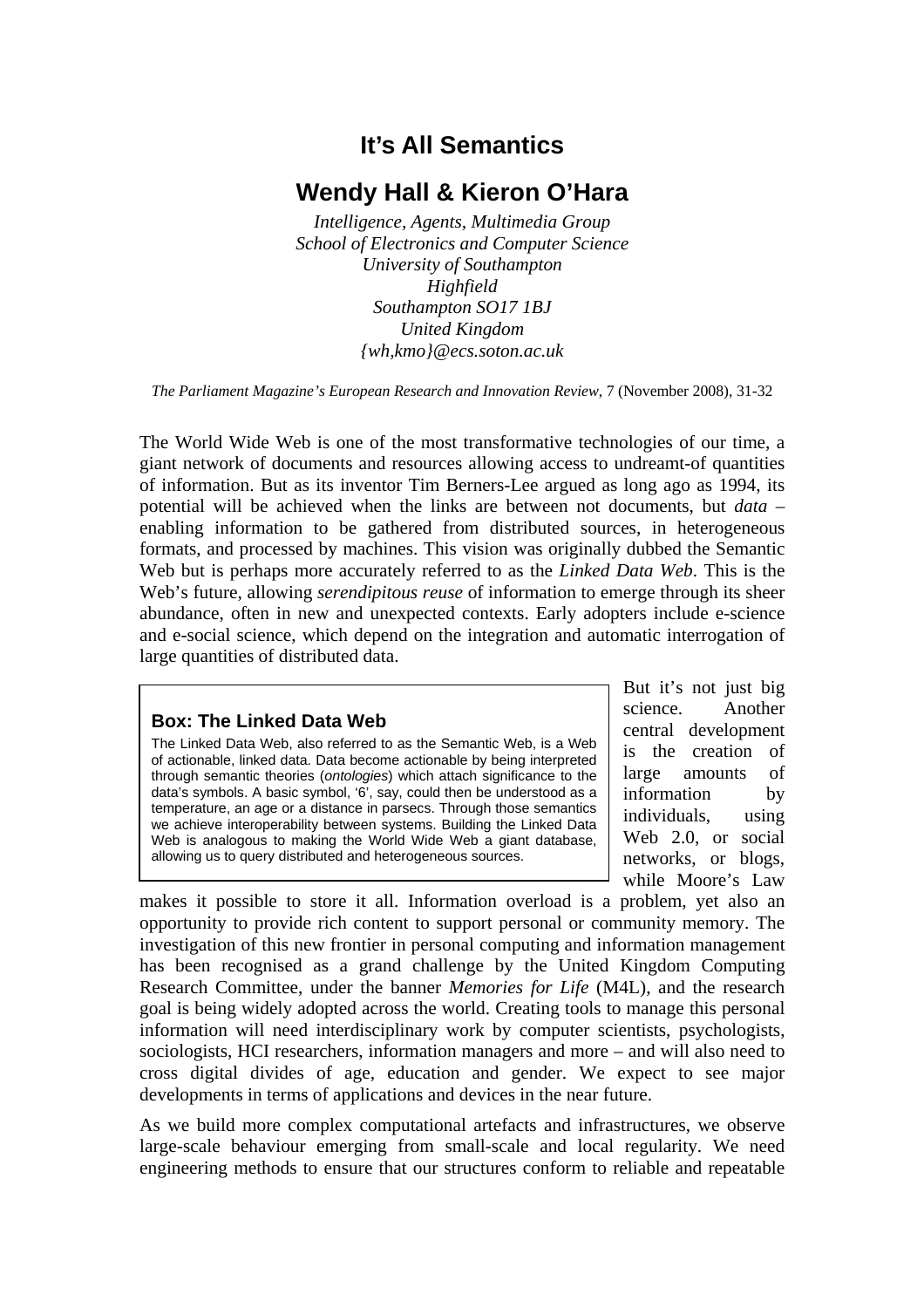# It's All Semantics

## Wendy Hall & Kieron O'Hara

*Intelligence, Agents, Multimedia Group*
*School of Electronics and Computer Science*
*University of Southampton*
*Highfield*
*Southampton SO17 1BJ*
*United Kingdom*
*{wh,kmo}@ecs.soton.ac.uk*

*The Parliament Magazine's European Research and Innovation Review*, 7 (November 2008), 31-32

The World Wide Web is one of the most transformative technologies of our time, a giant network of documents and resources allowing access to undreamt-of quantities of information. But as its inventor Tim Berners-Lee argued as long ago as 1994, its potential will be achieved when the links are between not documents, but *data* – enabling information to be gathered from distributed sources, in heterogeneous formats, and processed by machines. This vision was originally dubbed the Semantic Web but is perhaps more accurately referred to as the *Linked Data Web*. This is the Web's future, allowing *serendipitous reuse* of information to emerge through its sheer abundance, often in new and unexpected contexts. Early adopters include e-science and e-social science, which depend on the integration and automatic interrogation of large quantities of distributed data.

> **Box: The Linked Data Web**
>
> The Linked Data Web, also referred to as the Semantic Web, is a Web of actionable, linked data. Data become actionable by being interpreted through semantic theories (*ontologies*) which attach significance to the data's symbols. A basic symbol, '6', say, could then be understood as a temperature, an age or a distance in parsecs. Through those semantics we achieve interoperability between systems. Building the Linked Data Web is analogous to making the World Wide Web a giant database, allowing us to query distributed and heterogeneous sources.

But it's not just big science. Another central development is the creation of large amounts of information by individuals, using Web 2.0, or social networks, or blogs, while Moore's Law makes it possible to store it all. Information overload is a problem, yet also an opportunity to provide rich content to support personal or community memory. The investigation of this new frontier in personal computing and information management has been recognised as a grand challenge by the United Kingdom Computing Research Committee, under the banner *Memories for Life* (M4L), and the research goal is being widely adopted across the world. Creating tools to manage this personal information will need interdisciplinary work by computer scientists, psychologists, sociologists, HCI researchers, information managers and more – and will also need to cross digital divides of age, education and gender. We expect to see major developments in terms of applications and devices in the near future.

As we build more complex computational artefacts and infrastructures, we observe large-scale behaviour emerging from small-scale and local regularity. We need engineering methods to ensure that our structures conform to reliable and repeatable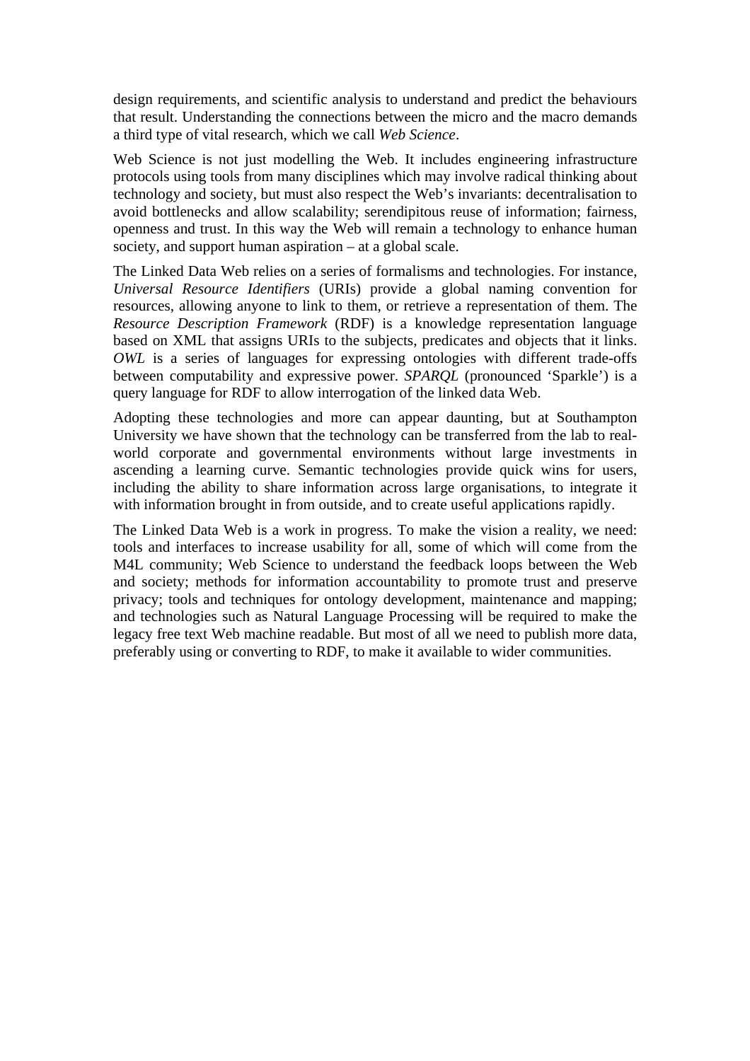design requirements, and scientific analysis to understand and predict the behaviours that result. Understanding the connections between the micro and the macro demands a third type of vital research, which we call *Web Science*.

Web Science is not just modelling the Web. It includes engineering infrastructure protocols using tools from many disciplines which may involve radical thinking about technology and society, but must also respect the Web's invariants: decentralisation to avoid bottlenecks and allow scalability; serendipitous reuse of information; fairness, openness and trust. In this way the Web will remain a technology to enhance human society, and support human aspiration – at a global scale.

The Linked Data Web relies on a series of formalisms and technologies. For instance, *Universal Resource Identifiers* (URIs) provide a global naming convention for resources, allowing anyone to link to them, or retrieve a representation of them. The *Resource Description Framework* (RDF) is a knowledge representation language based on XML that assigns URIs to the subjects, predicates and objects that it links. *OWL* is a series of languages for expressing ontologies with different trade-offs between computability and expressive power. *SPARQL* (pronounced 'Sparkle') is a query language for RDF to allow interrogation of the linked data Web.

Adopting these technologies and more can appear daunting, but at Southampton University we have shown that the technology can be transferred from the lab to real-world corporate and governmental environments without large investments in ascending a learning curve. Semantic technologies provide quick wins for users, including the ability to share information across large organisations, to integrate it with information brought in from outside, and to create useful applications rapidly.

The Linked Data Web is a work in progress. To make the vision a reality, we need: tools and interfaces to increase usability for all, some of which will come from the M4L community; Web Science to understand the feedback loops between the Web and society; methods for information accountability to promote trust and preserve privacy; tools and techniques for ontology development, maintenance and mapping; and technologies such as Natural Language Processing will be required to make the legacy free text Web machine readable. But most of all we need to publish more data, preferably using or converting to RDF, to make it available to wider communities.